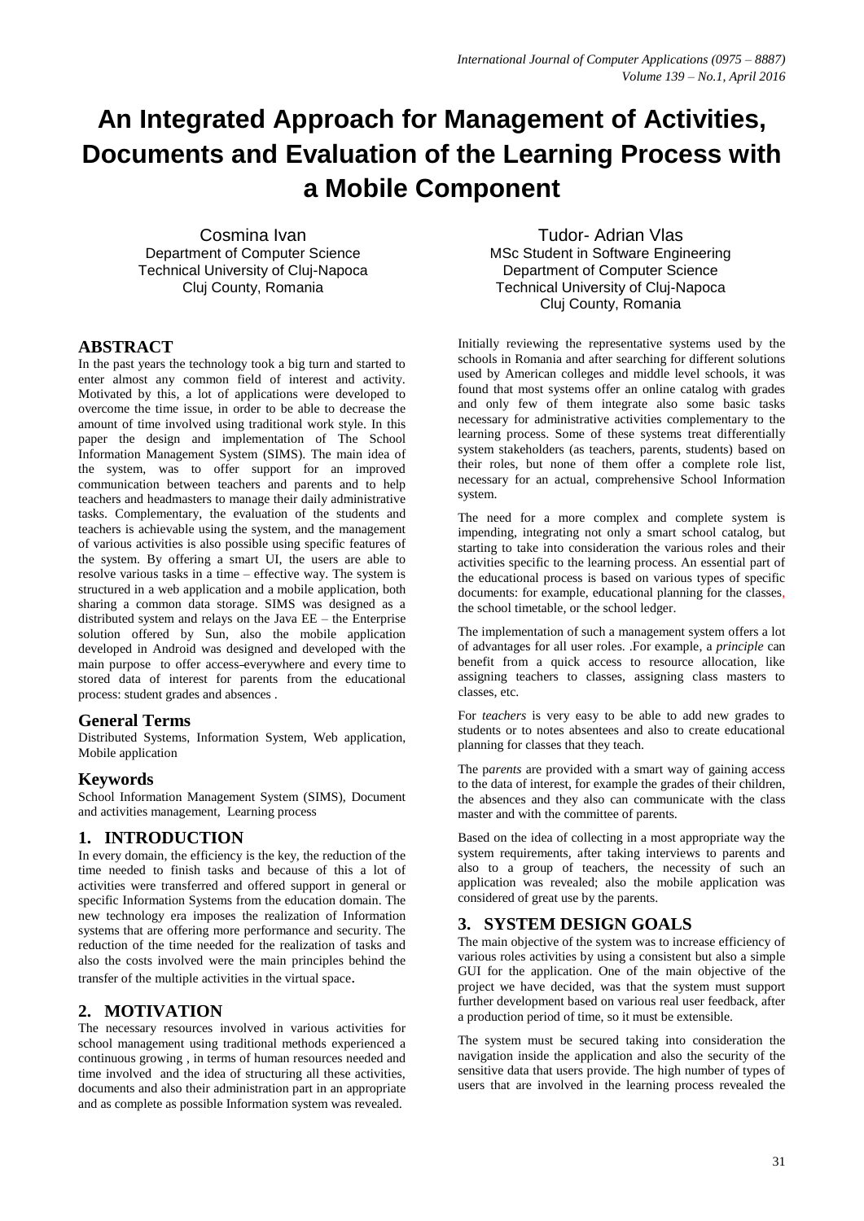# An Integrated Approach for Management of Activities, Documents and Evaluation of the Learning Process with a Mobile Component

Cosmina Ivan
Department of Computer Science
Technical University of Cluj-Napoca
Cluj County, Romania

Tudor- Adrian Vlas
MSc Student in Software Engineering
Department of Computer Science
Technical University of Cluj-Napoca
Cluj County, Romania

## ABSTRACT

In the past years the technology took a big turn and started to enter almost any common field of interest and activity. Motivated by this, a lot of applications were developed to overcome the time issue, in order to be able to decrease the amount of time involved using traditional work style. In this paper the design and implementation of The School Information Management System (SIMS). The main idea of the system, was to offer support for an improved communication between teachers and parents and to help teachers and headmasters to manage their daily administrative tasks. Complementary, the evaluation of the students and teachers is achievable using the system, and the management of various activities is also possible using specific features of the system. By offering a smart UI, the users are able to resolve various tasks in a time – effective way. The system is structured in a web application and a mobile application, both sharing a common data storage. SIMS was designed as a distributed system and relays on the Java EE – the Enterprise solution offered by Sun, also the mobile application developed in Android was designed and developed with the main purpose to offer access everywhere and every time to stored data of interest for parents from the educational process: student grades and absences .

### General Terms

Distributed Systems, Information System, Web application, Mobile application

### Keywords

School Information Management System (SIMS), Document and activities management, Learning process

## 1. INTRODUCTION

In every domain, the efficiency is the key, the reduction of the time needed to finish tasks and because of this a lot of activities were transferred and offered support in general or specific Information Systems from the education domain. The new technology era imposes the realization of Information systems that are offering more performance and security. The reduction of the time needed for the realization of tasks and also the costs involved were the main principles behind the transfer of the multiple activities in the virtual space.

## 2. MOTIVATION

The necessary resources involved in various activities for school management using traditional methods experienced a continuous growing , in terms of human resources needed and time involved and the idea of structuring all these activities, documents and also their administration part in an appropriate and as complete as possible Information system was revealed.

Initially reviewing the representative systems used by the schools in Romania and after searching for different solutions used by American colleges and middle level schools, it was found that most systems offer an online catalog with grades and only few of them integrate also some basic tasks necessary for administrative activities complementary to the learning process. Some of these systems treat differentially system stakeholders (as teachers, parents, students) based on their roles, but none of them offer a complete role list, necessary for an actual, comprehensive School Information system.

The need for a more complex and complete system is impending, integrating not only a smart school catalog, but starting to take into consideration the various roles and their activities specific to the learning process. An essential part of the educational process is based on various types of specific documents: for example, educational planning for the classes, the school timetable, or the school ledger.

The implementation of such a management system offers a lot of advantages for all user roles. .For example, a *principle* can benefit from a quick access to resource allocation, like assigning teachers to classes, assigning class masters to classes, etc.

For *teachers* is very easy to be able to add new grades to students or to notes absentees and also to create educational planning for classes that they teach.

The p*arents* are provided with a smart way of gaining access to the data of interest, for example the grades of their children, the absences and they also can communicate with the class master and with the committee of parents.

Based on the idea of collecting in a most appropriate way the system requirements, after taking interviews to parents and also to a group of teachers, the necessity of such an application was revealed; also the mobile application was considered of great use by the parents.

## 3. SYSTEM DESIGN GOALS

The main objective of the system was to increase efficiency of various roles activities by using a consistent but also a simple GUI for the application. One of the main objective of the project we have decided, was that the system must support further development based on various real user feedback, after a production period of time, so it must be extensible.

The system must be secured taking into consideration the navigation inside the application and also the security of the sensitive data that users provide. The high number of types of users that are involved in the learning process revealed the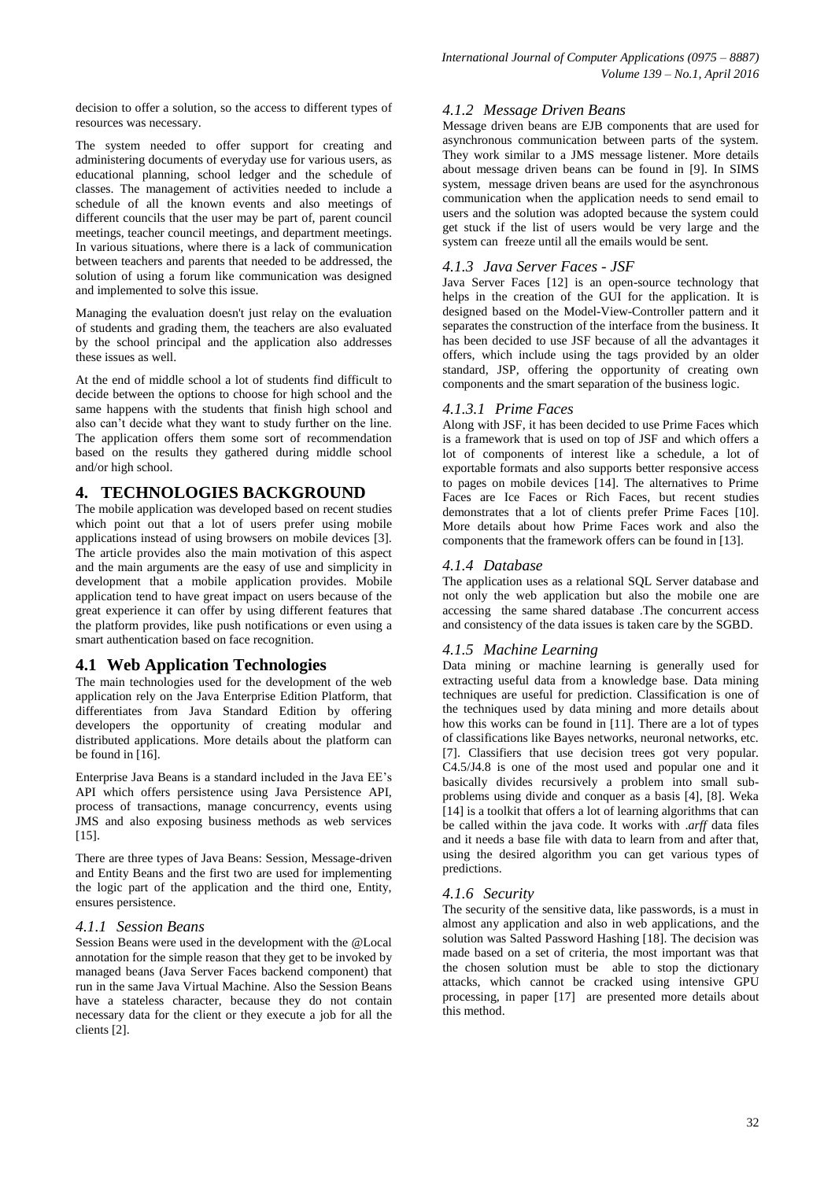decision to offer a solution, so the access to different types of resources was necessary.

The system needed to offer support for creating and administering documents of everyday use for various users, as educational planning, school ledger and the schedule of classes. The management of activities needed to include a schedule of all the known events and also meetings of different councils that the user may be part of, parent council meetings, teacher council meetings, and department meetings. In various situations, where there is a lack of communication between teachers and parents that needed to be addressed, the solution of using a forum like communication was designed and implemented to solve this issue.

Managing the evaluation doesn't just relay on the evaluation of students and grading them, the teachers are also evaluated by the school principal and the application also addresses these issues as well.

At the end of middle school a lot of students find difficult to decide between the options to choose for high school and the same happens with the students that finish high school and also can't decide what they want to study further on the line. The application offers them some sort of recommendation based on the results they gathered during middle school and/or high school.

## 4. TECHNOLOGIES BACKGROUND

The mobile application was developed based on recent studies which point out that a lot of users prefer using mobile applications instead of using browsers on mobile devices [3]. The article provides also the main motivation of this aspect and the main arguments are the easy of use and simplicity in development that a mobile application provides. Mobile application tend to have great impact on users because of the great experience it can offer by using different features that the platform provides, like push notifications or even using a smart authentication based on face recognition.

### 4.1 Web Application Technologies

The main technologies used for the development of the web application rely on the Java Enterprise Edition Platform, that differentiates from Java Standard Edition by offering developers the opportunity of creating modular and distributed applications. More details about the platform can be found in [16].

Enterprise Java Beans is a standard included in the Java EE's API which offers persistence using Java Persistence API, process of transactions, manage concurrency, events using JMS and also exposing business methods as web services [15].

There are three types of Java Beans: Session, Message-driven and Entity Beans and the first two are used for implementing the logic part of the application and the third one, Entity, ensures persistence.

#### *4.1.1 Session Beans*

Session Beans were used in the development with the @Local annotation for the simple reason that they get to be invoked by managed beans (Java Server Faces backend component) that run in the same Java Virtual Machine. Also the Session Beans have a stateless character, because they do not contain necessary data for the client or they execute a job for all the clients [2].

#### *4.1.2 Message Driven Beans*

Message driven beans are EJB components that are used for asynchronous communication between parts of the system. They work similar to a JMS message listener. More details about message driven beans can be found in [9]. In SIMS system, message driven beans are used for the asynchronous communication when the application needs to send email to users and the solution was adopted because the system could get stuck if the list of users would be very large and the system can freeze until all the emails would be sent.

#### *4.1.3 Java Server Faces - JSF*

Java Server Faces [12] is an open-source technology that helps in the creation of the GUI for the application. It is designed based on the Model-View-Controller pattern and it separates the construction of the interface from the business. It has been decided to use JSF because of all the advantages it offers, which include using the tags provided by an older standard, JSP, offering the opportunity of creating own components and the smart separation of the business logic.

##### *4.1.3.1 Prime Faces*

Along with JSF, it has been decided to use Prime Faces which is a framework that is used on top of JSF and which offers a lot of components of interest like a schedule, a lot of exportable formats and also supports better responsive access to pages on mobile devices [14]. The alternatives to Prime Faces are Ice Faces or Rich Faces, but recent studies demonstrates that a lot of clients prefer Prime Faces [10]. More details about how Prime Faces work and also the components that the framework offers can be found in [13].

#### *4.1.4 Database*

The application uses as a relational SQL Server database and not only the web application but also the mobile one are accessing the same shared database .The concurrent access and consistency of the data issues is taken care by the SGBD.

#### *4.1.5 Machine Learning*

Data mining or machine learning is generally used for extracting useful data from a knowledge base. Data mining techniques are useful for prediction. Classification is one of the techniques used by data mining and more details about how this works can be found in [11]. There are a lot of types of classifications like Bayes networks, neuronal networks, etc. [7]. Classifiers that use decision trees got very popular. C4.5/J4.8 is one of the most used and popular one and it basically divides recursively a problem into small sub-problems using divide and conquer as a basis [4], [8]. Weka [14] is a toolkit that offers a lot of learning algorithms that can be called within the java code. It works with *.arff* data files and it needs a base file with data to learn from and after that, using the desired algorithm you can get various types of predictions.

#### *4.1.6 Security*

The security of the sensitive data, like passwords, is a must in almost any application and also in web applications, and the solution was Salted Password Hashing [18]. The decision was made based on a set of criteria, the most important was that the chosen solution must be able to stop the dictionary attacks, which cannot be cracked using intensive GPU processing, in paper [17] are presented more details about this method.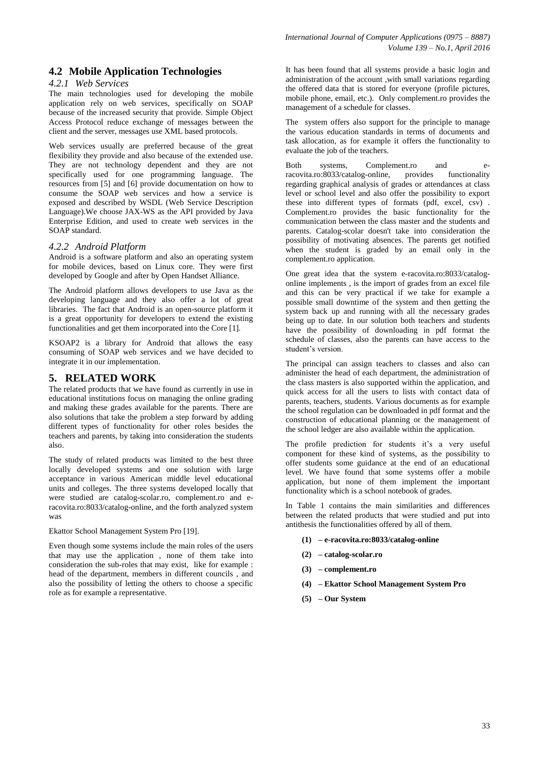## 4.2 Mobile Application Technologies

### 4.2.1 Web Services

The main technologies used for developing the mobile application rely on web services, specifically on SOAP because of the increased security that provide. Simple Object Access Protocol reduce exchange of messages between the client and the server, messages use XML based protocols.

Web services usually are preferred because of the great flexibility they provide and also because of the extended use. They are not technology dependent and they are not specifically used for one programming language. The resources from [5] and [6] provide documentation on how to consume the SOAP web services and how a service is exposed and described by WSDL (Web Service Description Language).We choose JAX-WS as the API provided by Java Enterprise Edition, and used to create web services in the SOAP standard.

### 4.2.2 Android Platform

Android is a software platform and also an operating system for mobile devices, based on Linux core. They were first developed by Google and after by Open Handset Alliance.

The Android platform allows developers to use Java as the developing language and they also offer a lot of great libraries. The fact that Android is an open-source platform it is a great opportunity for developers to extend the existing functionalities and get them incorporated into the Core [1].

KSOAP2 is a library for Android that allows the easy consuming of SOAP web services and we have decided to integrate it in our implementation.

## 5. RELATED WORK

The related products that we have found as currently in use in educational institutions focus on managing the online grading and making these grades available for the parents. There are also solutions that take the problem a step forward by adding different types of functionality for other roles besides the teachers and parents, by taking into consideration the students also.

The study of related products was limited to the best three locally developed systems and one solution with large acceptance in various American middle level educational units and colleges. The three systems developed locally that were studied are catalog-scolar.ro, complement.ro and e-racovita.ro:8033/catalog-online, and the forth analyzed system was

Ekattor School Management System Pro [19].

Even though some systems include the main roles of the users that may use the application , none of them take into consideration the sub-roles that may exist, like for example : head of the department, members in different councils , and also the possibility of letting the others to choose a specific role as for example a representative.

It has been found that all systems provide a basic login and administration of the account ,with small variations regarding the offered data that is stored for everyone (profile pictures, mobile phone, email, etc.). Only complement.ro provides the management of a schedule for classes.

The system offers also support for the principle to manage the various education standards in terms of documents and task allocation, as for example it offers the functionality to evaluate the job of the teachers.

Both systems, Complement.ro and e-racovita.ro:8033/catalog-online, provides functionality regarding graphical analysis of grades or attendances at class level or school level and also offer the possibility to export these into different types of formats (pdf, excel, csv) . Complement.ro provides the basic functionality for the communication between the class master and the students and parents. Catalog-scolar doesn't take into consideration the possibility of motivating absences. The parents get notified when the student is graded by an email only in the complement.ro application.

One great idea that the system e-racovita.ro:8033/catalog-online implements , is the import of grades from an excel file and this can be very practical if we take for example a possible small downtime of the system and then getting the system back up and running with all the necessary grades being up to date. In our solution both teachers and students have the possibility of downloading in pdf format the schedule of classes, also the parents can have access to the student's version.

The principal can assign teachers to classes and also can administer the head of each department, the administration of the class masters is also supported within the application, and quick access for all the users to lists with contact data of parents, teachers, students. Various documents as for example the school regulation can be downloaded in pdf format and the construction of educational planning or the management of the school ledger are also available within the application.

The profile prediction for students it's a very useful component for these kind of systems, as the possibility to offer students some guidance at the end of an educational level. We have found that some systems offer a mobile application, but none of them implement the important functionality which is a school notebook of grades.

In Table 1 contains the main similarities and differences between the related products that were studied and put into antithesis the functionalities offered by all of them.

- **(1) – e-racovita.ro:8033/catalog-online**
- **(2) – catalog-scolar.ro**
- **(3) – complement.ro**
- **(4) – Ekattor School Management System Pro**
- **(5) – Our System**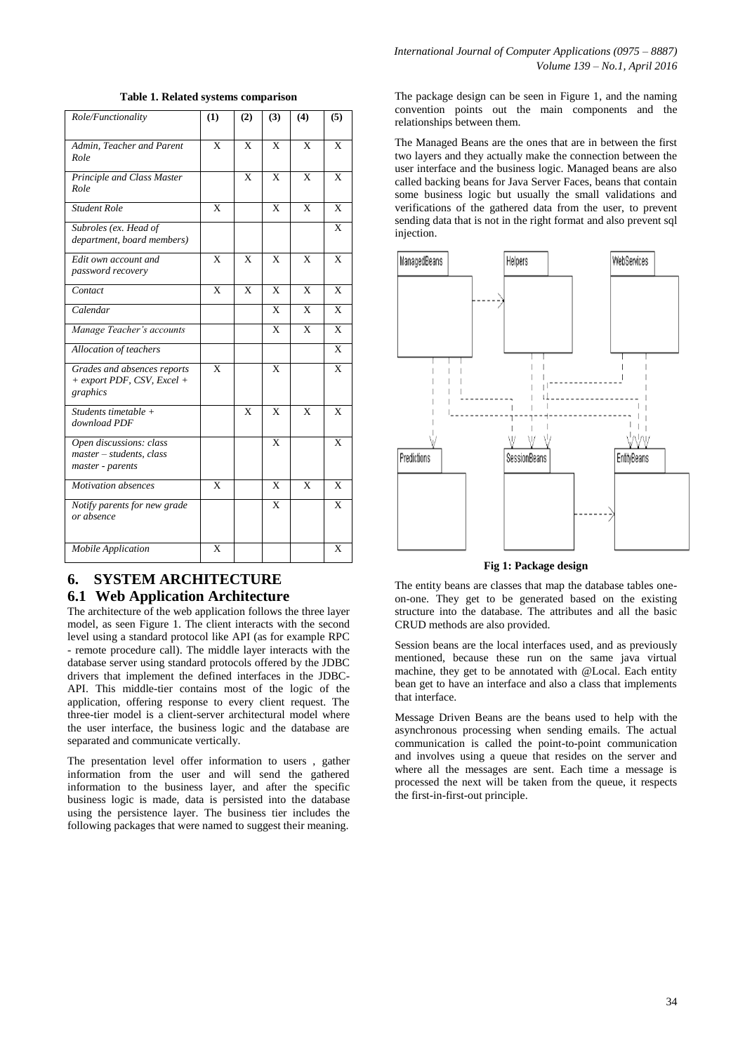**Table 1. Related systems comparison**

| Role/Functionality | (1) | (2) | (3) | (4) | (5) |
|---|---|---|---|---|---|
| *Admin, Teacher and Parent Role* | X | X | X | X | X |
| *Principle and Class Master Role* | | X | X | X | X |
| *Student Role* | X | | X | X | X |
| *Subroles (ex. Head of department, board members)* | | | | | X |
| *Edit own account and password recovery* | X | X | X | X | X |
| *Contact* | X | X | X | X | X |
| *Calendar* | | | X | X | X |
| *Manage Teacher's accounts* | | | X | X | X |
| *Allocation of teachers* | | | | | X |
| *Grades and absences reports + export PDF, CSV, Excel + graphics* | X | | X | | X |
| *Students timetable + download PDF* | | X | X | X | X |
| *Open discussions: class master – students, class master - parents* | | | X | | X |
| *Motivation absences* | X | | X | X | X |
| *Notify parents for new grade or absence* | | | X | | X |
| *Mobile Application* | X | | | | X |

# 6. SYSTEM ARCHITECTURE

## 6.1 Web Application Architecture

The architecture of the web application follows the three layer model, as seen Figure 1. The client interacts with the second level using a standard protocol like API (as for example RPC - remote procedure call). The middle layer interacts with the database server using standard protocols offered by the JDBC drivers that implement the defined interfaces in the JDBC-API. This middle-tier contains most of the logic of the application, offering response to every client request. The three-tier model is a client-server architectural model where the user interface, the business logic and the database are separated and communicate vertically.

The presentation level offer information to users , gather information from the user and will send the gathered information to the business layer, and after the specific business logic is made, data is persisted into the database using the persistence layer. The business tier includes the following packages that were named to suggest their meaning.

The package design can be seen in Figure 1, and the naming convention points out the main components and the relationships between them.

The Managed Beans are the ones that are in between the first two layers and they actually make the connection between the user interface and the business logic. Managed beans are also called backing beans for Java Server Faces, beans that contain some business logic but usually the small validations and verifications of the gathered data from the user, to prevent sending data that is not in the right format and also prevent sql injection.

**Fig 1: Package design**

The entity beans are classes that map the database tables one-on-one. They get to be generated based on the existing structure into the database. The attributes and all the basic CRUD methods are also provided.

Session beans are the local interfaces used, and as previously mentioned, because these run on the same java virtual machine, they get to be annotated with @Local. Each entity bean get to have an interface and also a class that implements that interface.

Message Driven Beans are the beans used to help with the asynchronous processing when sending emails. The actual communication is called the point-to-point communication and involves using a queue that resides on the server and where all the messages are sent. Each time a message is processed the next will be taken from the queue, it respects the first-in-first-out principle.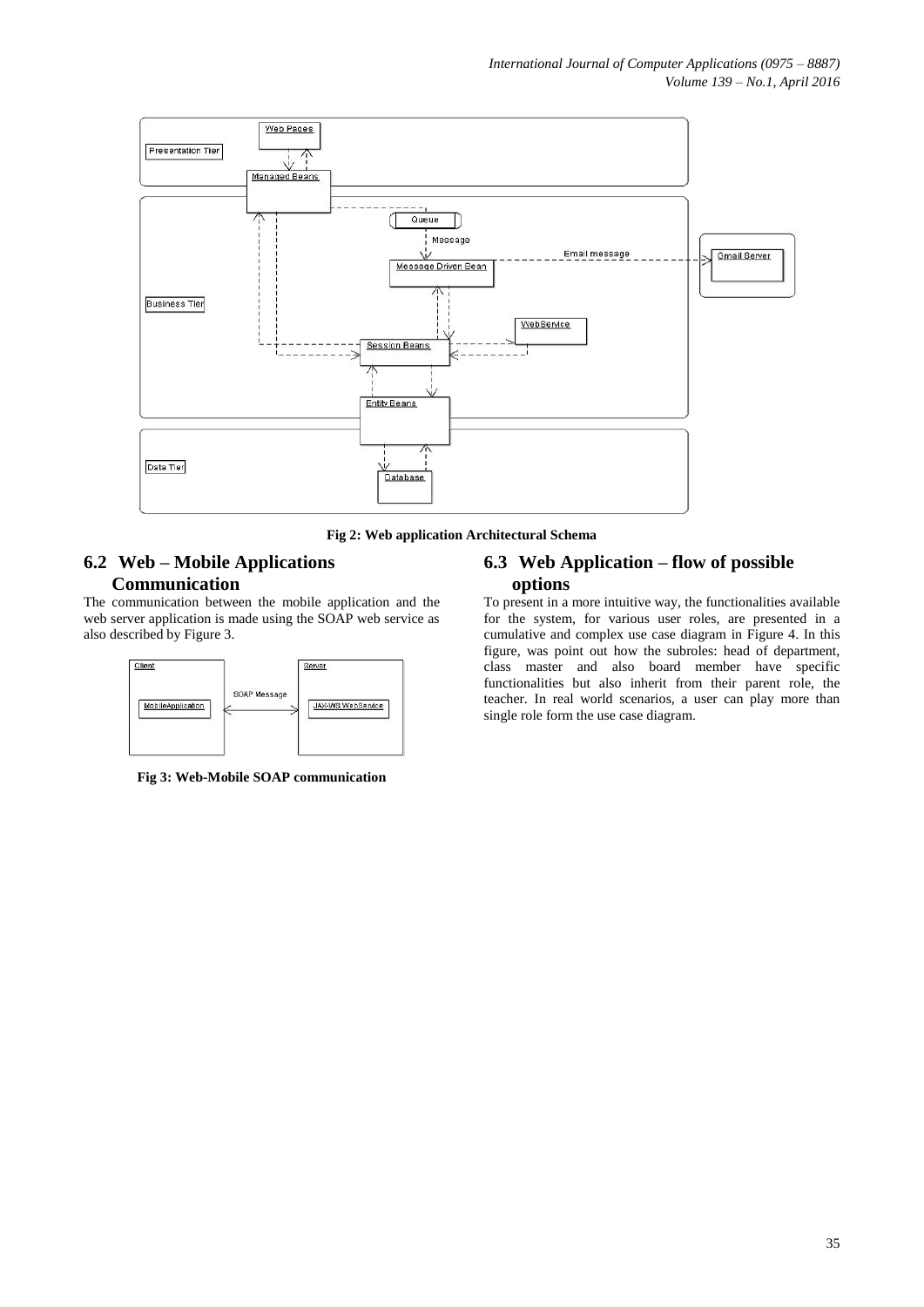Fig 2: Web application Architectural Schema

## 6.2 Web – Mobile Applications Communication

The communication between the mobile application and the web server application is made using the SOAP web service as also described by Figure 3.

Fig 3: Web-Mobile SOAP communication

## 6.3 Web Application – flow of possible options

To present in a more intuitive way, the functionalities available for the system, for various user roles, are presented in a cumulative and complex use case diagram in Figure 4. In this figure, was point out how the subroles: head of department, class master and also board member have specific functionalities but also inherit from their parent role, the teacher. In real world scenarios, a user can play more than single role form the use case diagram.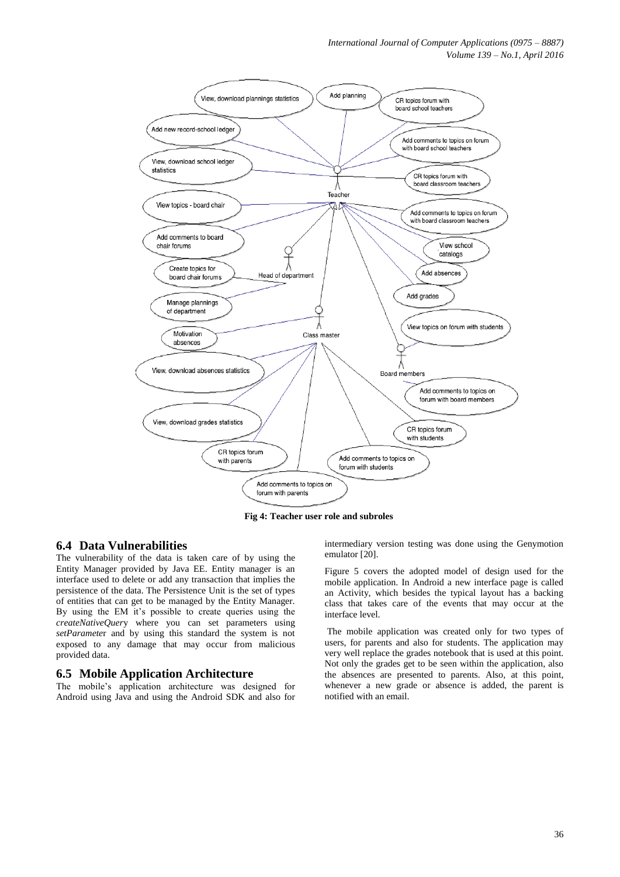Fig 4: Teacher user role and subroles

## 6.4 Data Vulnerabilities

The vulnerability of the data is taken care of by using the Entity Manager provided by Java EE. Entity manager is an interface used to delete or add any transaction that implies the persistence of the data. The Persistence Unit is the set of types of entities that can get to be managed by the Entity Manager. By using the EM it's possible to create queries using the *createNativeQuery* where you can set parameters using *setParameter* and by using this standard the system is not exposed to any damage that may occur from malicious provided data.

## 6.5 Mobile Application Architecture

The mobile's application architecture was designed for Android using Java and using the Android SDK and also for intermediary version testing was done using the Genymotion emulator [20].

Figure 5 covers the adopted model of design used for the mobile application. In Android a new interface page is called an Activity, which besides the typical layout has a backing class that takes care of the events that may occur at the interface level.

The mobile application was created only for two types of users, for parents and also for students. The application may very well replace the grades notebook that is used at this point. Not only the grades get to be seen within the application, also the absences are presented to parents. Also, at this point, whenever a new grade or absence is added, the parent is notified with an email.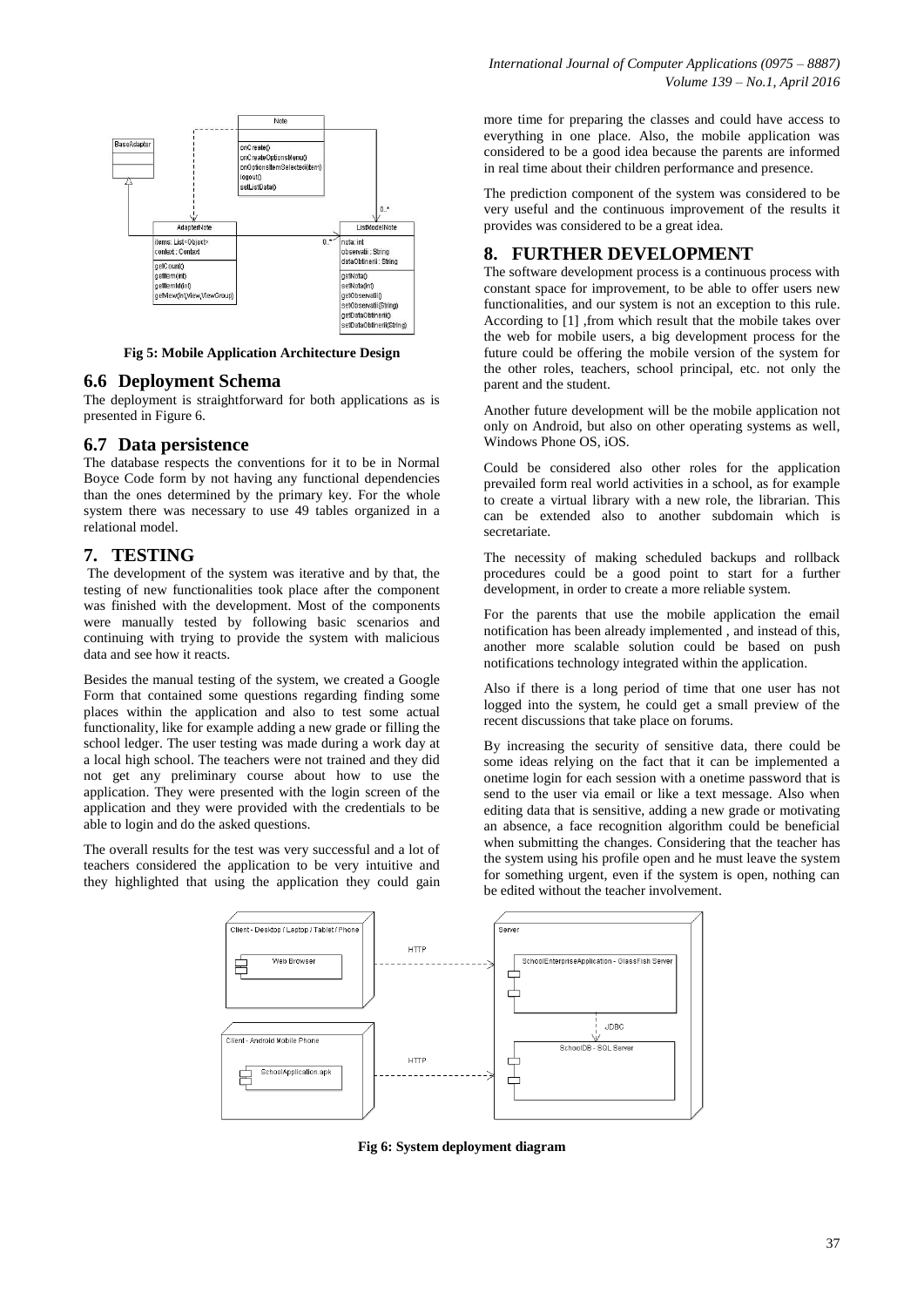Fig 5: Mobile Application Architecture Design

## 6.6 Deployment Schema

The deployment is straightforward for both applications as is presented in Figure 6.

## 6.7 Data persistence

The database respects the conventions for it to be in Normal Boyce Code form by not having any functional dependencies than the ones determined by the primary key. For the whole system there was necessary to use 49 tables organized in a relational model.

# 7. TESTING

The development of the system was iterative and by that, the testing of new functionalities took place after the component was finished with the development. Most of the components were manually tested by following basic scenarios and continuing with trying to provide the system with malicious data and see how it reacts.

Besides the manual testing of the system, we created a Google Form that contained some questions regarding finding some places within the application and also to test some actual functionality, like for example adding a new grade or filling the school ledger. The user testing was made during a work day at a local high school. The teachers were not trained and they did not get any preliminary course about how to use the application. They were presented with the login screen of the application and they were provided with the credentials to be able to login and do the asked questions.

The overall results for the test was very successful and a lot of teachers considered the application to be very intuitive and they highlighted that using the application they could gain more time for preparing the classes and could have access to everything in one place. Also, the mobile application was considered to be a good idea because the parents are informed in real time about their children performance and presence.

The prediction component of the system was considered to be very useful and the continuous improvement of the results it provides was considered to be a great idea.

# 8. FURTHER DEVELOPMENT

The software development process is a continuous process with constant space for improvement, to be able to offer users new functionalities, and our system is not an exception to this rule. According to [1] ,from which result that the mobile takes over the web for mobile users, a big development process for the future could be offering the mobile version of the system for the other roles, teachers, school principal, etc. not only the parent and the student.

Another future development will be the mobile application not only on Android, but also on other operating systems as well, Windows Phone OS, iOS.

Could be considered also other roles for the application prevailed form real world activities in a school, as for example to create a virtual library with a new role, the librarian. This can be extended also to another subdomain which is secretariate.

The necessity of making scheduled backups and rollback procedures could be a good point to start for a further development, in order to create a more reliable system.

For the parents that use the mobile application the email notification has been already implemented , and instead of this, another more scalable solution could be based on push notifications technology integrated within the application.

Also if there is a long period of time that one user has not logged into the system, he could get a small preview of the recent discussions that take place on forums.

By increasing the security of sensitive data, there could be some ideas relying on the fact that it can be implemented a onetime login for each session with a onetime password that is send to the user via email or like a text message. Also when editing data that is sensitive, adding a new grade or motivating an absence, a face recognition algorithm could be beneficial when submitting the changes. Considering that the teacher has the system using his profile open and he must leave the system for something urgent, even if the system is open, nothing can be edited without the teacher involvement.

Fig 6: System deployment diagram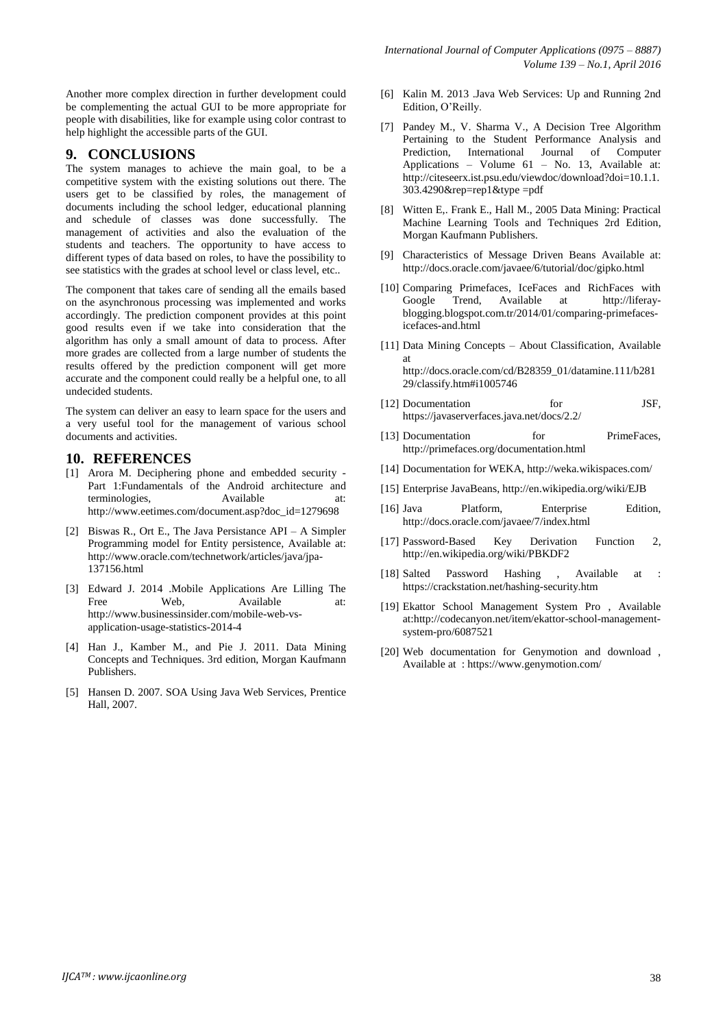Another more complex direction in further development could be complementing the actual GUI to be more appropriate for people with disabilities, like for example using color contrast to help highlight the accessible parts of the GUI.

## 9. CONCLUSIONS

The system manages to achieve the main goal, to be a competitive system with the existing solutions out there. The users get to be classified by roles, the management of documents including the school ledger, educational planning and schedule of classes was done successfully. The management of activities and also the evaluation of the students and teachers. The opportunity to have access to different types of data based on roles, to have the possibility to see statistics with the grades at school level or class level, etc..

The component that takes care of sending all the emails based on the asynchronous processing was implemented and works accordingly. The prediction component provides at this point good results even if we take into consideration that the algorithm has only a small amount of data to process. After more grades are collected from a large number of students the results offered by the prediction component will get more accurate and the component could really be a helpful one, to all undecided students.

The system can deliver an easy to learn space for the users and a very useful tool for the management of various school documents and activities.

## 10. REFERENCES

[1] Arora M. Deciphering phone and embedded security - Part 1:Fundamentals of the Android architecture and terminologies, Available at: http://www.eetimes.com/document.asp?doc_id=1279698

[2] Biswas R., Ort E., The Java Persistance API – A Simpler Programming model for Entity persistence, Available at: http://www.oracle.com/technetwork/articles/java/jpa-137156.html

[3] Edward J. 2014 .Mobile Applications Are Lilling The Free Web, Available at: http://www.businessinsider.com/mobile-web-vs-application-usage-statistics-2014-4

[4] Han J., Kamber M., and Pie J. 2011. Data Mining Concepts and Techniques. 3rd edition, Morgan Kaufmann Publishers.

[5] Hansen D. 2007. SOA Using Java Web Services, Prentice Hall, 2007.

[6] Kalin M. 2013 .Java Web Services: Up and Running 2nd Edition, O'Reilly.

[7] Pandey M., V. Sharma V., A Decision Tree Algorithm Pertaining to the Student Performance Analysis and Prediction, International Journal of Computer Applications – Volume 61 – No. 13, Available at: http://citeseerx.ist.psu.edu/viewdoc/download?doi=10.1.1.303.4290&rep=rep1&type =pdf

[8] Witten E,. Frank E., Hall M., 2005 Data Mining: Practical Machine Learning Tools and Techniques 2rd Edition, Morgan Kaufmann Publishers.

[9] Characteristics of Message Driven Beans Available at: http://docs.oracle.com/javaee/6/tutorial/doc/gipko.html

[10] Comparing Primefaces, IceFaces and RichFaces with Google Trend, Available at http://liferay-blogging.blogspot.com.tr/2014/01/comparing-primefaces-icefaces-and.html

[11] Data Mining Concepts – About Classification, Available at http://docs.oracle.com/cd/B28359_01/datamine.111/b28129/classify.htm#i1005746

[12] Documentation for JSF, https://javaserverfaces.java.net/docs/2.2/

[13] Documentation for PrimeFaces, http://primefaces.org/documentation.html

[14] Documentation for WEKA, http://weka.wikispaces.com/

[15] Enterprise JavaBeans, http://en.wikipedia.org/wiki/EJB

[16] Java Platform, Enterprise Edition, http://docs.oracle.com/javaee/7/index.html

[17] Password-Based Key Derivation Function 2, http://en.wikipedia.org/wiki/PBKDF2

[18] Salted Password Hashing , Available at : https://crackstation.net/hashing-security.htm

[19] Ekattor School Management System Pro , Available at:http://codecanyon.net/item/ekattor-school-management-system-pro/6087521

[20] Web documentation for Genymotion and download , Available at : https://www.genymotion.com/